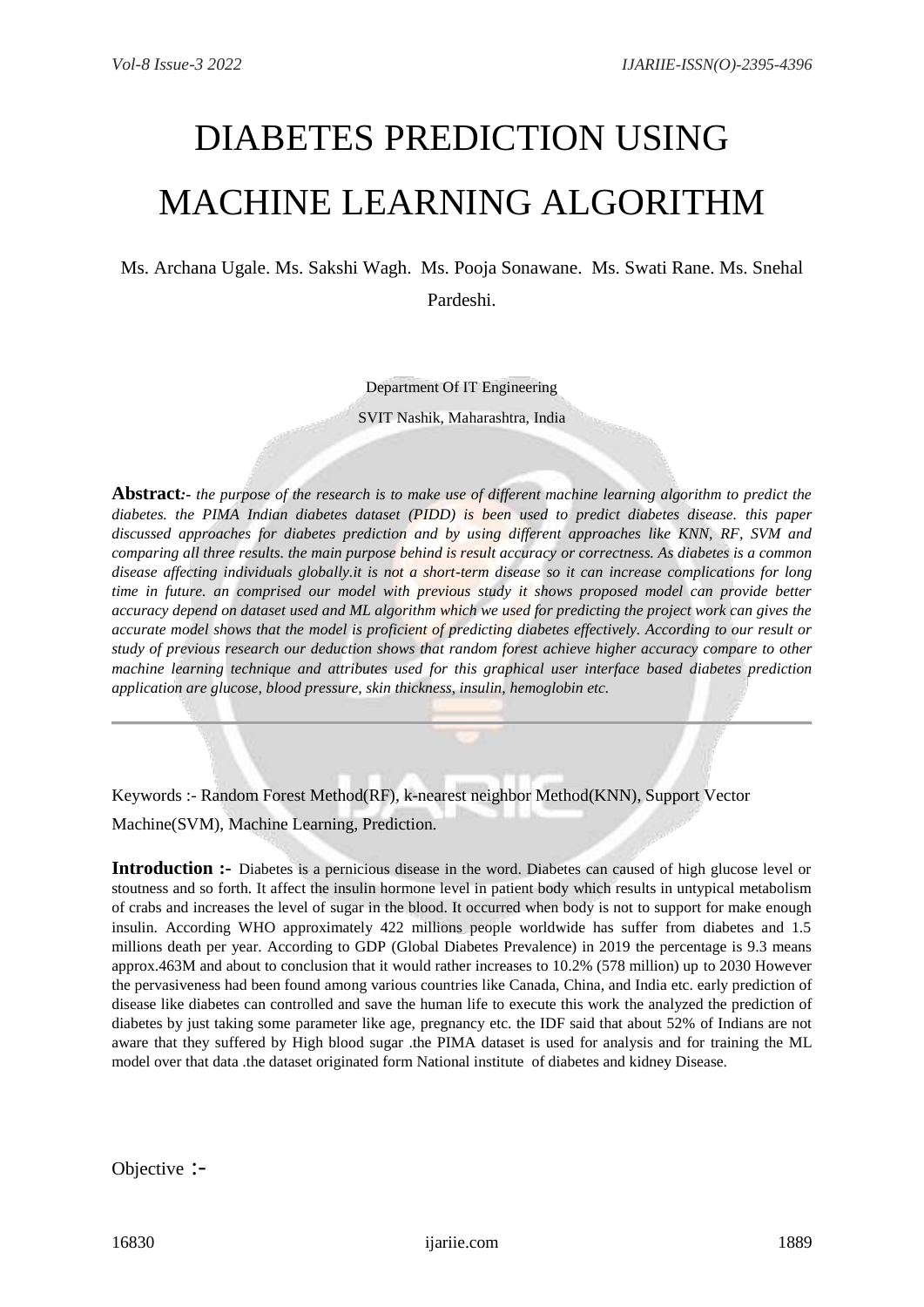# DIABETES PREDICTION USING MACHINE LEARNING ALGORITHM

Ms. Archana Ugale. Ms. Sakshi Wagh. Ms. Pooja Sonawane. Ms. Swati Rane. Ms. Snehal Pardeshi.

Department Of IT Engineering

SVIT Nashik, Maharashtra, India

**Abstract**:- *the purpose of the research is to make use of different machine learning algorithm to predict the diabetes. the PIMA Indian diabetes dataset (PIDD) is been used to predict diabetes disease. this paper discussed approaches for diabetes prediction and by using different approaches like KNN, RF, SVM and comparing all three results. the main purpose behind is result accuracy or correctness. As diabetes is a common disease affecting individuals globally.it is not a short-term disease so it can increase complications for long time in future. an comprised our model with previous study it shows proposed model can provide better accuracy depend on dataset used and ML algorithm which we used for predicting the project work can gives the accurate model shows that the model is proficient of predicting diabetes effectively. According to our result or study of previous research our deduction shows that random forest achieve higher accuracy compare to other machine learning technique and attributes used for this graphical user interface based diabetes prediction application are glucose, blood pressure, skin thickness, insulin, hemoglobin etc.*

---

Keywords :- Random Forest Method(RF), k-nearest neighbor Method(KNN), Support Vector Machine(SVM), Machine Learning, Prediction.

**Introduction :-** Diabetes is a pernicious disease in the word. Diabetes can caused of high glucose level or stoutness and so forth. It affect the insulin hormone level in patient body which results in untypical metabolism of crabs and increases the level of sugar in the blood. It occurred when body is not to support for make enough insulin. According WHO approximately 422 millions people worldwide has suffer from diabetes and 1.5 millions death per year. According to GDP (Global Diabetes Prevalence) in 2019 the percentage is 9.3 means approx.463M and about to conclusion that it would rather increases to 10.2% (578 million) up to 2030 However the pervasiveness had been found among various countries like Canada, China, and India etc. early prediction of disease like diabetes can controlled and save the human life to execute this work the analyzed the prediction of diabetes by just taking some parameter like age, pregnancy etc. the IDF said that about 52% of Indians are not aware that they suffered by High blood sugar .the PIMA dataset is used for analysis and for training the ML model over that data .the dataset originated form National institute of diabetes and kidney Disease.

Objective :-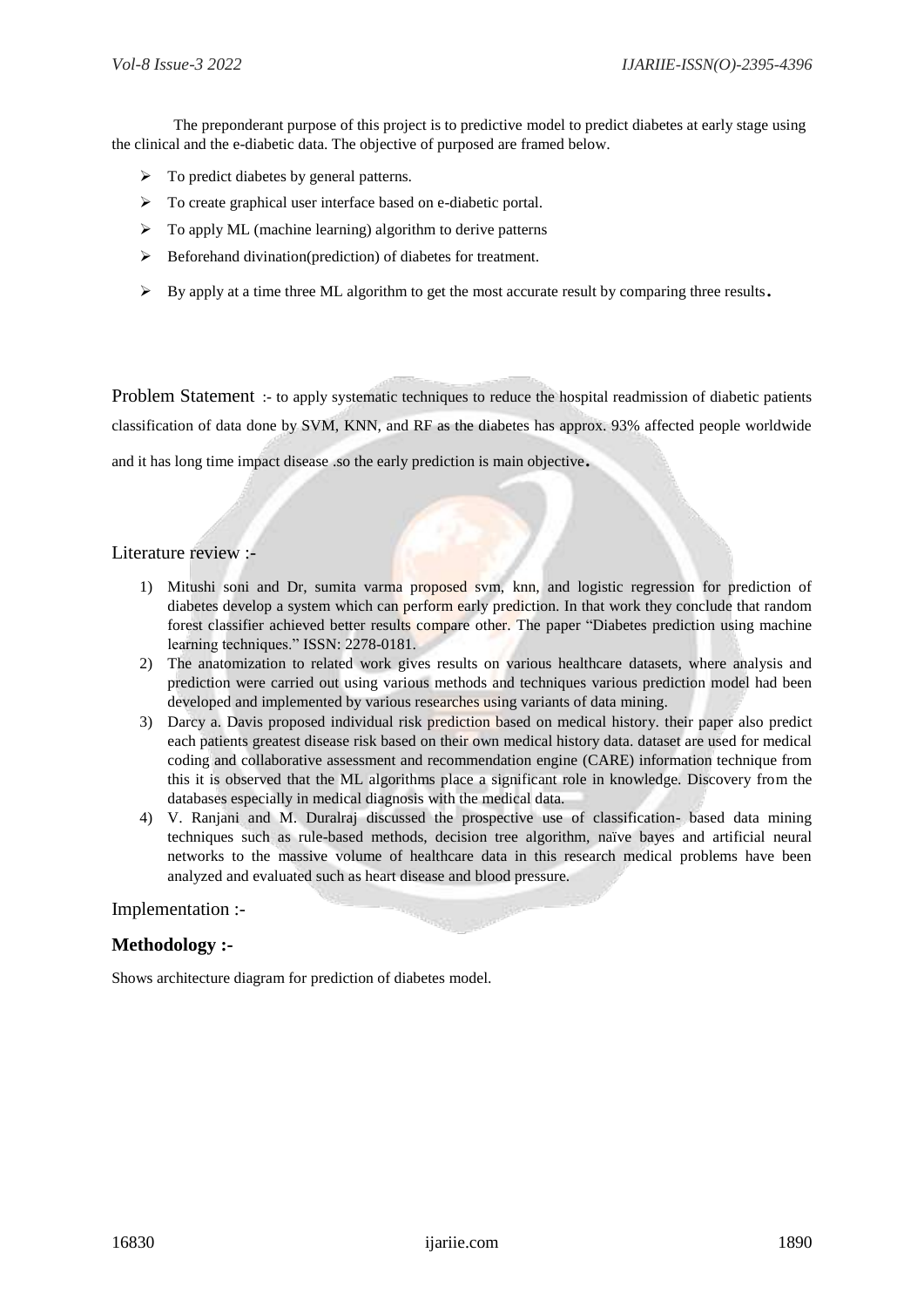The preponderant purpose of this project is to predictive model to predict diabetes at early stage using the clinical and the e-diabetic data. The objective of purposed are framed below.

- To predict diabetes by general patterns.
- To create graphical user interface based on e-diabetic portal.
- To apply ML (machine learning) algorithm to derive patterns
- Beforehand divination(prediction) of diabetes for treatment.
- By apply at a time three ML algorithm to get the most accurate result by comparing three results.

Problem Statement :- to apply systematic techniques to reduce the hospital readmission of diabetic patients classification of data done by SVM, KNN, and RF as the diabetes has approx. 93% affected people worldwide and it has long time impact disease .so the early prediction is main objective.

Literature review :-

1) Mitushi soni and Dr, sumita varma proposed svm, knn, and logistic regression for prediction of diabetes develop a system which can perform early prediction. In that work they conclude that random forest classifier achieved better results compare other. The paper "Diabetes prediction using machine learning techniques." ISSN: 2278-0181.
2) The anatomization to related work gives results on various healthcare datasets, where analysis and prediction were carried out using various methods and techniques various prediction model had been developed and implemented by various researches using variants of data mining.
3) Darcy a. Davis proposed individual risk prediction based on medical history. their paper also predict each patients greatest disease risk based on their own medical history data. dataset are used for medical coding and collaborative assessment and recommendation engine (CARE) information technique from this it is observed that the ML algorithms place a significant role in knowledge. Discovery from the databases especially in medical diagnosis with the medical data.
4) V. Ranjani and M. Duralraj discussed the prospective use of classification- based data mining techniques such as rule-based methods, decision tree algorithm, naïve bayes and artificial neural networks to the massive volume of healthcare data in this research medical problems have been analyzed and evaluated such as heart disease and blood pressure.

Implementation :-

**Methodology :-**

Shows architecture diagram for prediction of diabetes model.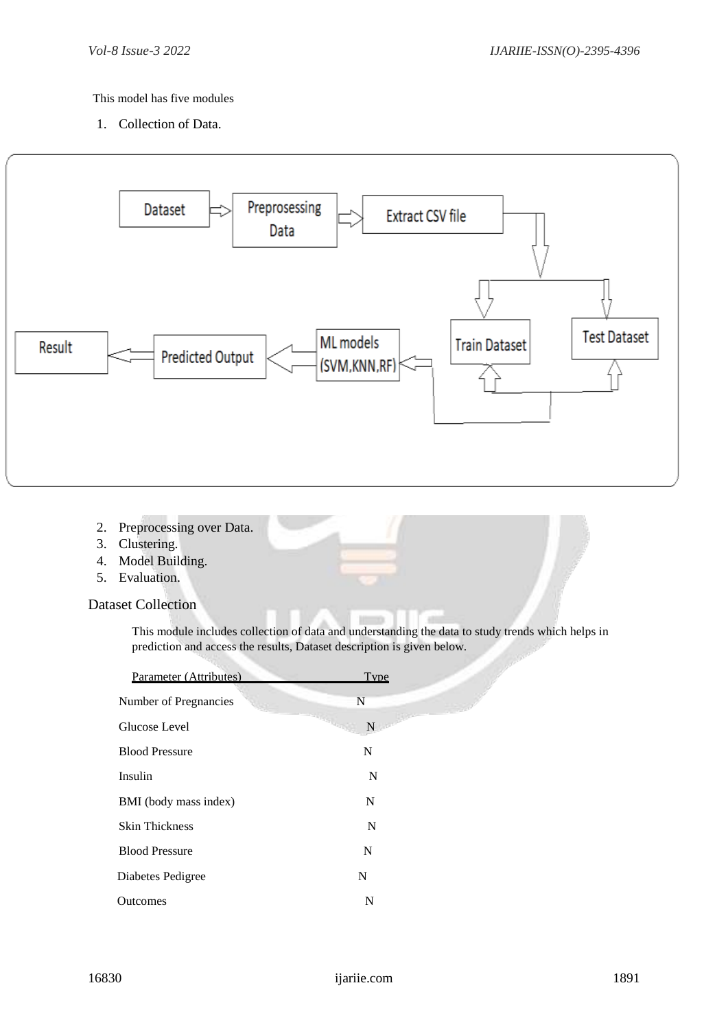This model has five modules

1. Collection of Data.

2. Preprocessing over Data.
3. Clustering.
4. Model Building.
5. Evaluation.

## Dataset Collection

This module includes collection of data and understanding the data to study trends which helps in prediction and access the results, Dataset description is given below.

| Parameter (Attributes) | Type |
|---|---|
| Number of Pregnancies | N |
| Glucose Level | N |
| Blood Pressure | N |
| Insulin | N |
| BMI (body mass index) | N |
| Skin Thickness | N |
| Blood Pressure | N |
| Diabetes Pedigree | N |
| Outcomes | N |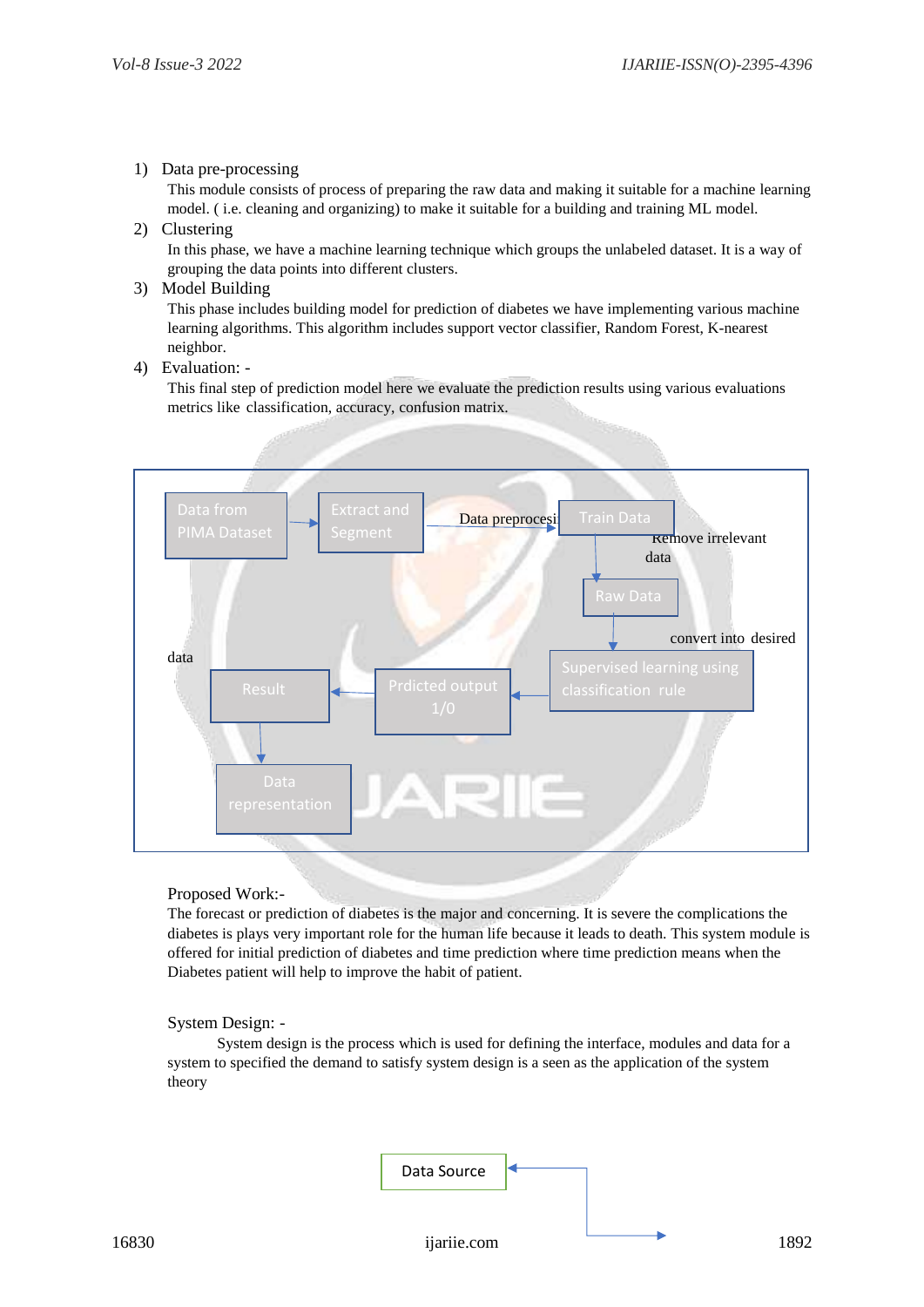1) Data pre-processing

   This module consists of process of preparing the raw data and making it suitable for a machine learning model. ( i.e. cleaning and organizing) to make it suitable for a building and training ML model.

2) Clustering

   In this phase, we have a machine learning technique which groups the unlabeled dataset. It is a way of grouping the data points into different clusters.

3) Model Building

   This phase includes building model for prediction of diabetes we have implementing various machine learning algorithms. This algorithm includes support vector classifier, Random Forest, K-nearest neighbor.

4) Evaluation: -

   This final step of prediction model here we evaluate the prediction results using various evaluations metrics like classification, accuracy, confusion matrix.

Data from PIMA Dataset → Extract and Segment → Data preprocessing → Train Data

Remove irrelevant data

Raw Data

convert into desired data

Supervised learning using classification rule → Prdicted output 1/0 → Result → Data representation

Proposed Work:-

The forecast or prediction of diabetes is the major and concerning. It is severe the complications the diabetes is plays very important role for the human life because it leads to death. This system module is offered for initial prediction of diabetes and time prediction where time prediction means when the Diabetes patient will help to improve the habit of patient.

System Design: -

System design is the process which is used for defining the interface, modules and data for a system to specified the demand to satisfy system design is a seen as the application of the system theory

Data Source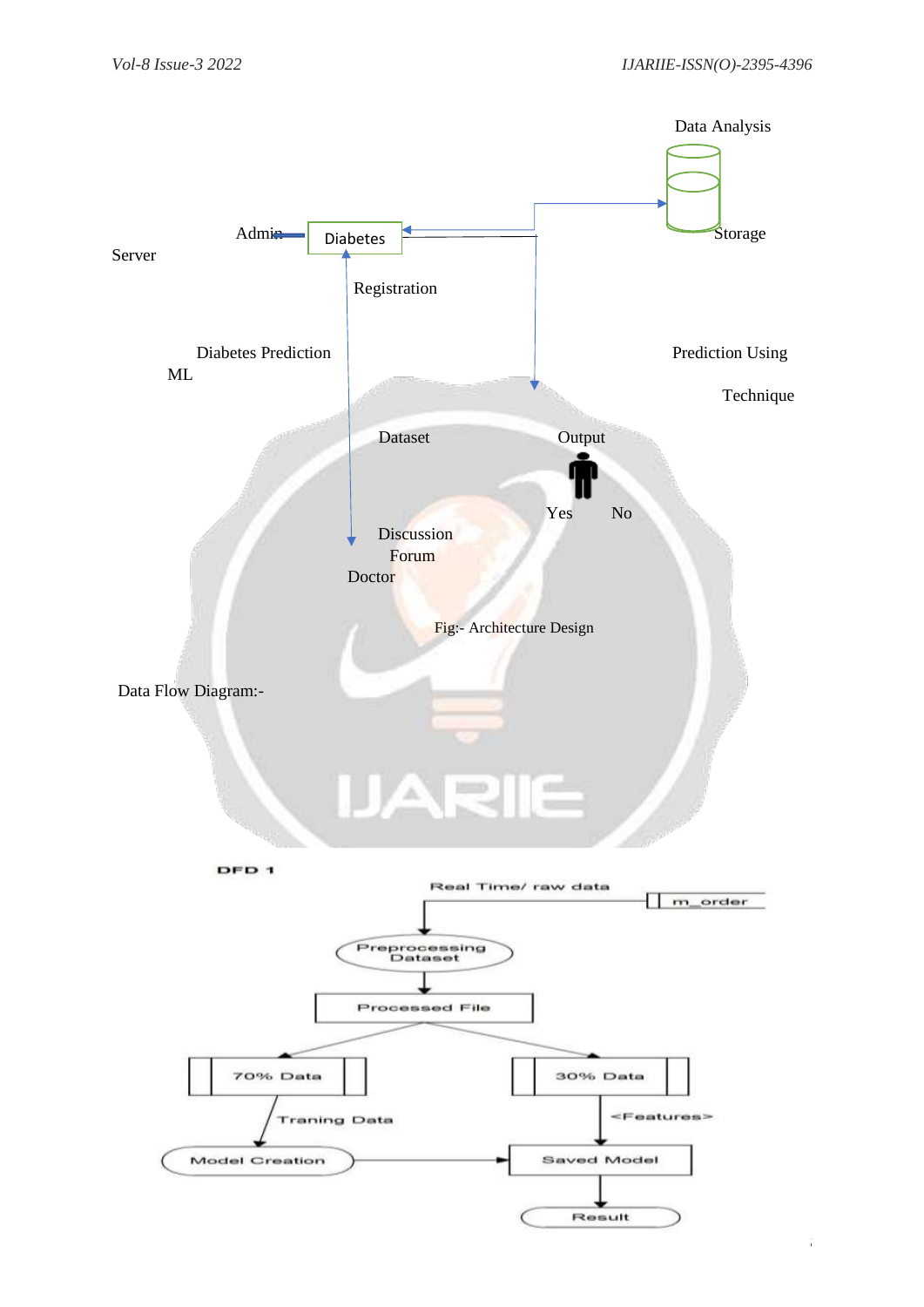Data Analysis

Admin Diabetes

Storage

Server

Registration

Diabetes Prediction ML

Prediction Using Technique

Dataset

Output

Yes No

Discussion Forum

Doctor

Fig:- Architecture Design

Data Flow Diagram:-

DFD 1

Real Time/ raw data

m_order

Preprocessing Dataset

Processed File

70% Data

30% Data

Traning Data

<Features>

Model Creation

Saved Model

Result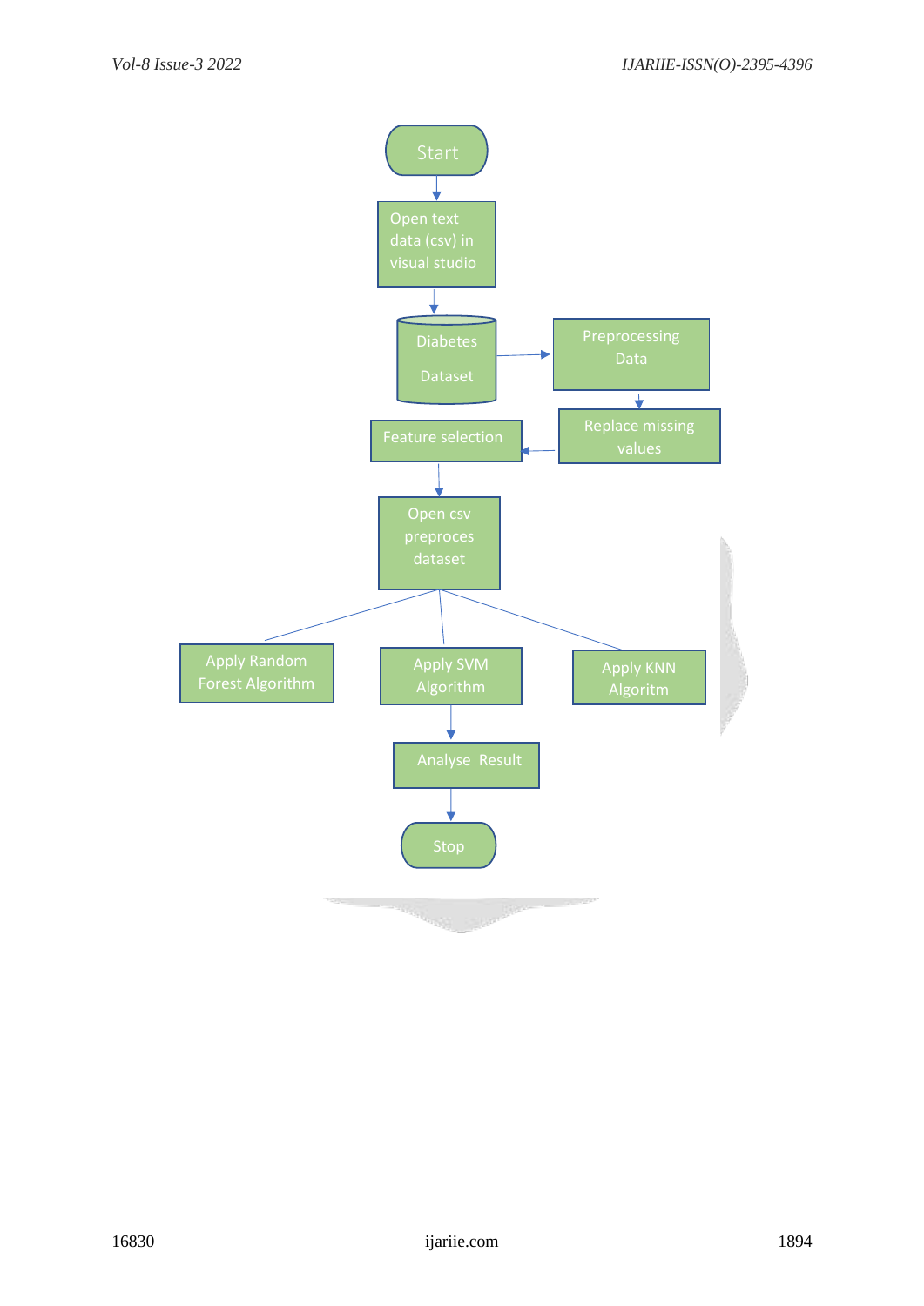Start

Open text data (csv) in visual studio

Diabetes Dataset

Preprocessing Data

Replace missing values

Feature selection

Open csv preproces dataset

Apply Random Forest Algorithm

Apply SVM Algorithm

Apply KNN Algoritm

Analyse Result

Stop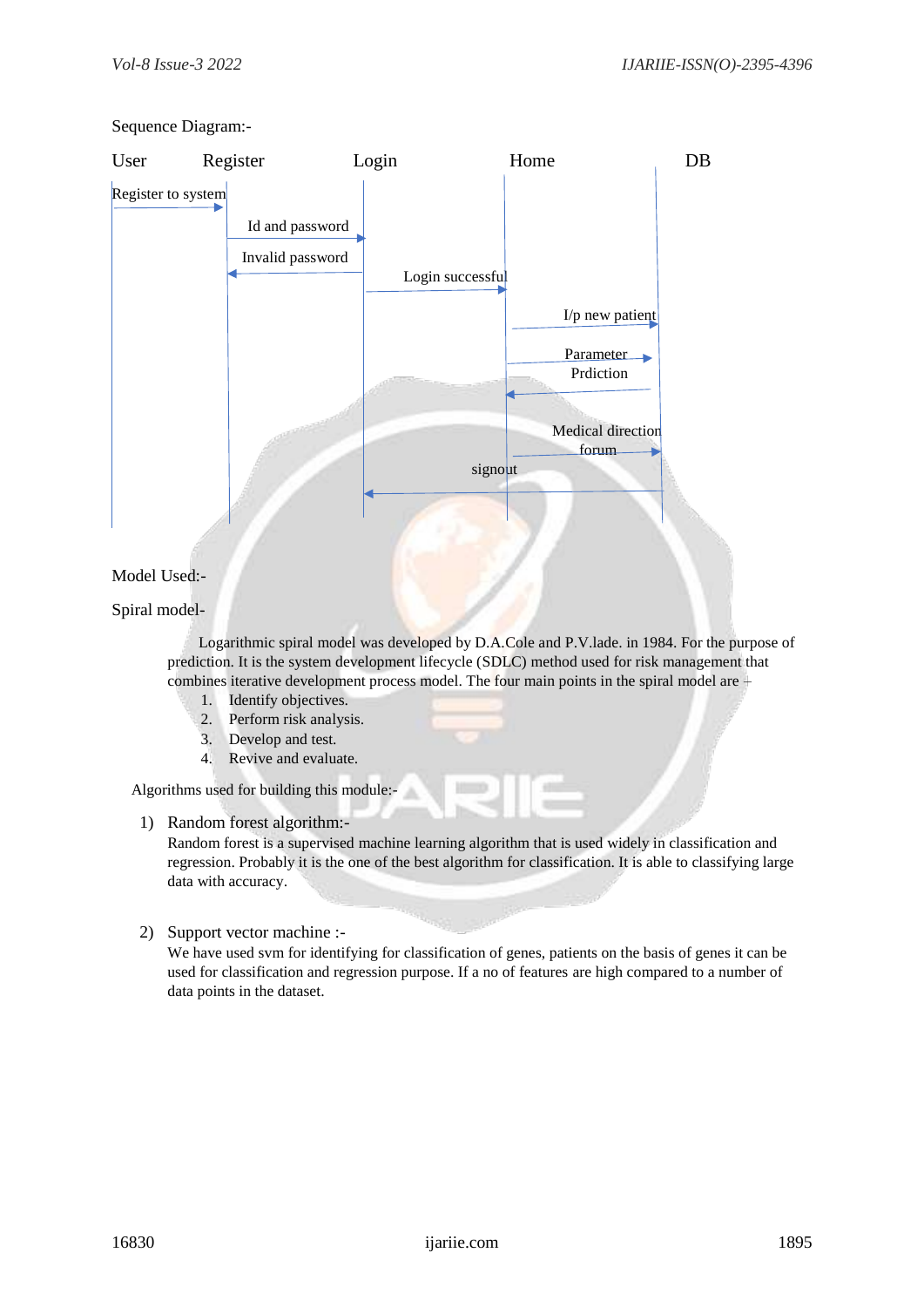Sequence Diagram:-

User Register Login Home DB

Register to system

Id and password

Invalid password

Login successful

I/p new patient

Parameter

Prdiction

Medical direction

forum

signout

Model Used:-

Spiral model-

Logarithmic spiral model was developed by D.A.Cole and P.V.lade. in 1984. For the purpose of prediction. It is the system development lifecycle (SDLC) method used for risk management that combines iterative development process model. The four main points in the spiral model are –

1. Identify objectives.
2. Perform risk analysis.
3. Develop and test.
4. Revive and evaluate.

Algorithms used for building this module:-

1) Random forest algorithm:-
   Random forest is a supervised machine learning algorithm that is used widely in classification and regression. Probably it is the one of the best algorithm for classification. It is able to classifying large data with accuracy.

2) Support vector machine :-
   We have used svm for identifying for classification of genes, patients on the basis of genes it can be used for classification and regression purpose. If a no of features are high compared to a number of data points in the dataset.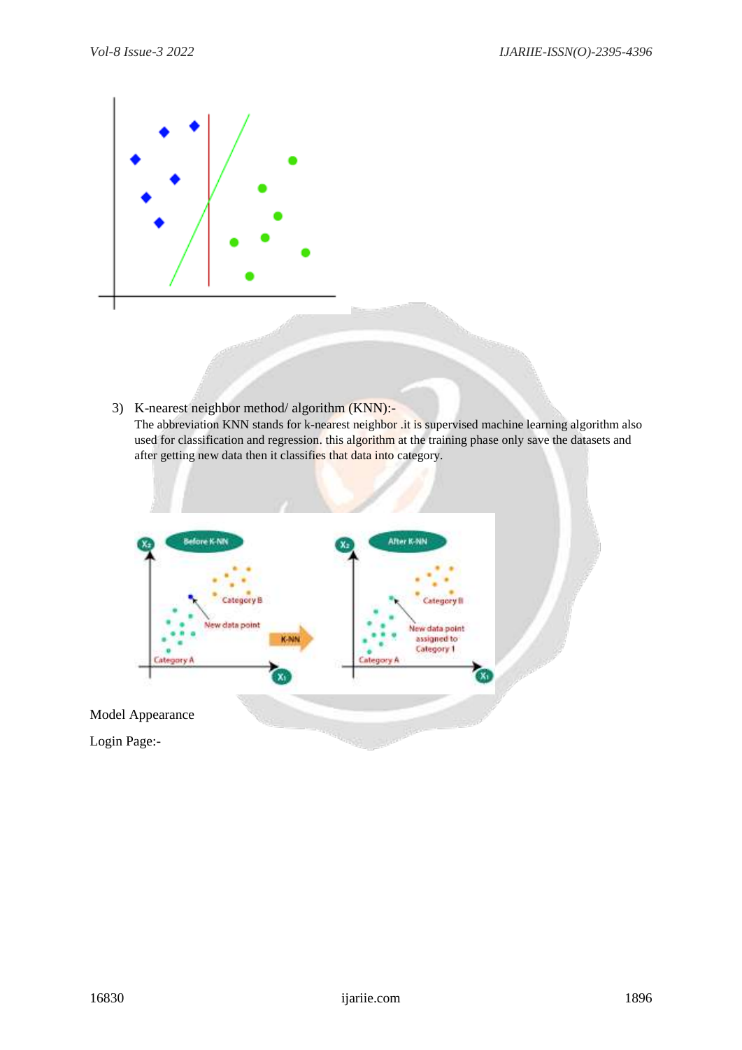3) K-nearest neighbor method/ algorithm (KNN):-

The abbreviation KNN stands for k-nearest neighbor .it is supervised machine learning algorithm also used for classification and regression. this algorithm at the training phase only save the datasets and after getting new data then it classifies that data into category.

Model Appearance

Login Page:-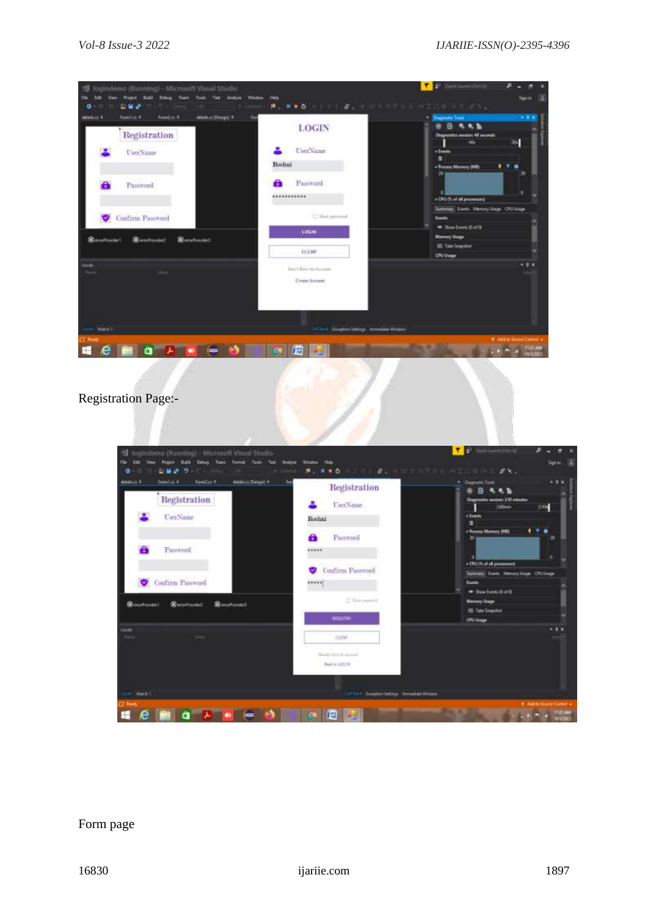Registration Page:-

Form page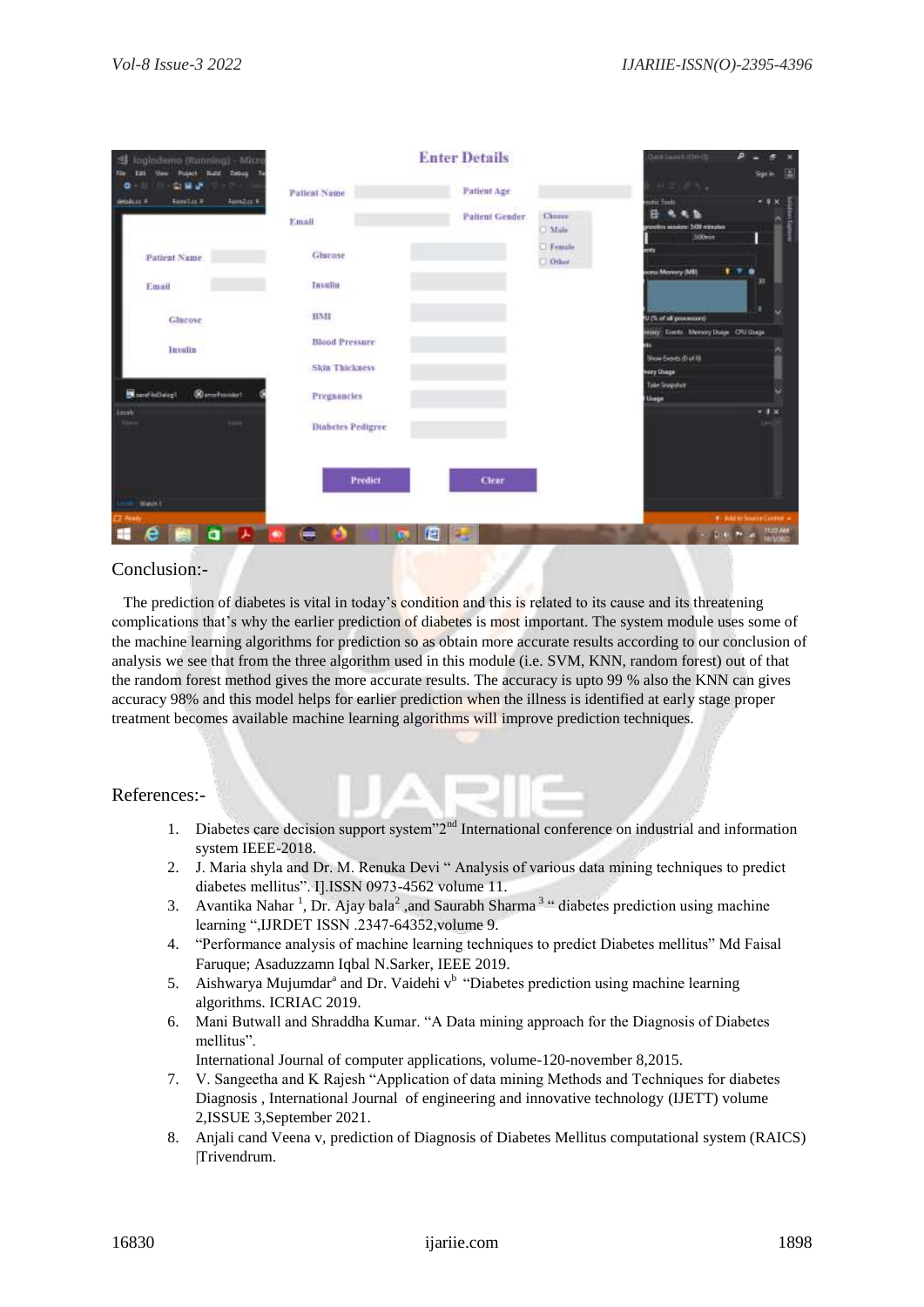## Conclusion:-

The prediction of diabetes is vital in today's condition and this is related to its cause and its threatening complications that's why the earlier prediction of diabetes is most important. The system module uses some of the machine learning algorithms for prediction so as obtain more accurate results according to our conclusion of analysis we see that from the three algorithm used in this module (i.e. SVM, KNN, random forest) out of that the random forest method gives the more accurate results. The accuracy is upto 99 % also the KNN can gives accuracy 98% and this model helps for earlier prediction when the illness is identified at early stage proper treatment becomes available machine learning algorithms will improve prediction techniques.

## References:-

1. Diabetes care decision support system"2nd International conference on industrial and information system IEEE-2018.
2. J. Maria shyla and Dr. M. Renuka Devi " Analysis of various data mining techniques to predict diabetes mellitus". I].ISSN 0973-4562 volume 11.
3. Avantika Nahar [1], Dr. Ajay bala[2] ,and Saurabh Sharma [3] " diabetes prediction using machine learning ",IJRDET ISSN .2347-64352,volume 9.
4. "Performance analysis of machine learning techniques to predict Diabetes mellitus" Md Faisal Faruque; Asaduzzamn Iqbal N.Sarker, IEEE 2019.
5. Aishwarya Mujumdar[a] and Dr. Vaidehi v[b] "Diabetes prediction using machine learning algorithms. ICRIAC 2019.
6. Mani Butwall and Shraddha Kumar. "A Data mining approach for the Diagnosis of Diabetes mellitus".
   International Journal of computer applications, volume-120-november 8,2015.
7. V. Sangeetha and K Rajesh "Application of data mining Methods and Techniques for diabetes Diagnosis , International Journal of engineering and innovative technology (IJETT) volume 2,ISSUE 3,September 2021.
8. Anjali cand Veena v, prediction of Diagnosis of Diabetes Mellitus computational system (RAICS) |Trivendrum.